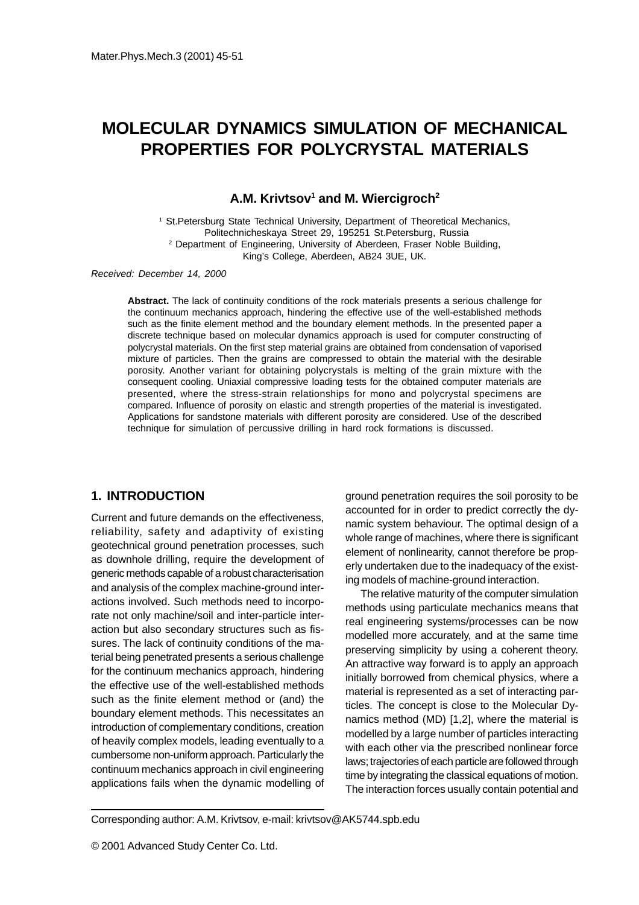# MOLECULAR DYNAMICS SIMULATION OF MECHANICAL PROPERTIES FOR POLYCRYSTAL MATERIALS

**A.M. Krivtsov[1] and M. Wiercigroch[2]**

[1] St.Petersburg State Technical University, Department of Theoretical Mechanics, Politechnicheskaya Street 29, 195251 St.Petersburg, Russia
[2] Department of Engineering, University of Aberdeen, Fraser Noble Building, King's College, Aberdeen, AB24 3UE, UK.

*Received: December 14, 2000*

**Abstract.** The lack of continuity conditions of the rock materials presents a serious challenge for the continuum mechanics approach, hindering the effective use of the well-established methods such as the finite element method and the boundary element methods. In the presented paper a discrete technique based on molecular dynamics approach is used for computer constructing of polycrystal materials. On the first step material grains are obtained from condensation of vaporised mixture of particles. Then the grains are compressed to obtain the material with the desirable porosity. Another variant for obtaining polycrystals is melting of the grain mixture with the consequent cooling. Uniaxial compressive loading tests for the obtained computer materials are presented, where the stress-strain relationships for mono and polycrystal specimens are compared. Influence of porosity on elastic and strength properties of the material is investigated. Applications for sandstone materials with different porosity are considered. Use of the described technique for simulation of percussive drilling in hard rock formations is discussed.

## 1. INTRODUCTION

Current and future demands on the effectiveness, reliability, safety and adaptivity of existing geotechnical ground penetration processes, such as downhole drilling, require the development of generic methods capable of a robust characterisation and analysis of the complex machine-ground interactions involved. Such methods need to incorporate not only machine/soil and inter-particle interaction but also secondary structures such as fissures. The lack of continuity conditions of the material being penetrated presents a serious challenge for the continuum mechanics approach, hindering the effective use of the well-established methods such as the finite element method or (and) the boundary element methods. This necessitates an introduction of complementary conditions, creation of heavily complex models, leading eventually to a cumbersome non-uniform approach. Particularly the continuum mechanics approach in civil engineering applications fails when the dynamic modelling of ground penetration requires the soil porosity to be accounted for in order to predict correctly the dynamic system behaviour. The optimal design of a whole range of machines, where there is significant element of nonlinearity, cannot therefore be properly undertaken due to the inadequacy of the existing models of machine-ground interaction.

The relative maturity of the computer simulation methods using particulate mechanics means that real engineering systems/processes can be now modelled more accurately, and at the same time preserving simplicity by using a coherent theory. An attractive way forward is to apply an approach initially borrowed from chemical physics, where a material is represented as a set of interacting particles. The concept is close to the Molecular Dynamics method (MD) [1,2], where the material is modelled by a large number of particles interacting with each other via the prescribed nonlinear force laws; trajectories of each particle are followed through time by integrating the classical equations of motion. The interaction forces usually contain potential and

Corresponding author: A.M. Krivtsov, e-mail: krivtsov@AK5744.spb.edu

© 2001 Advanced Study Center Co. Ltd.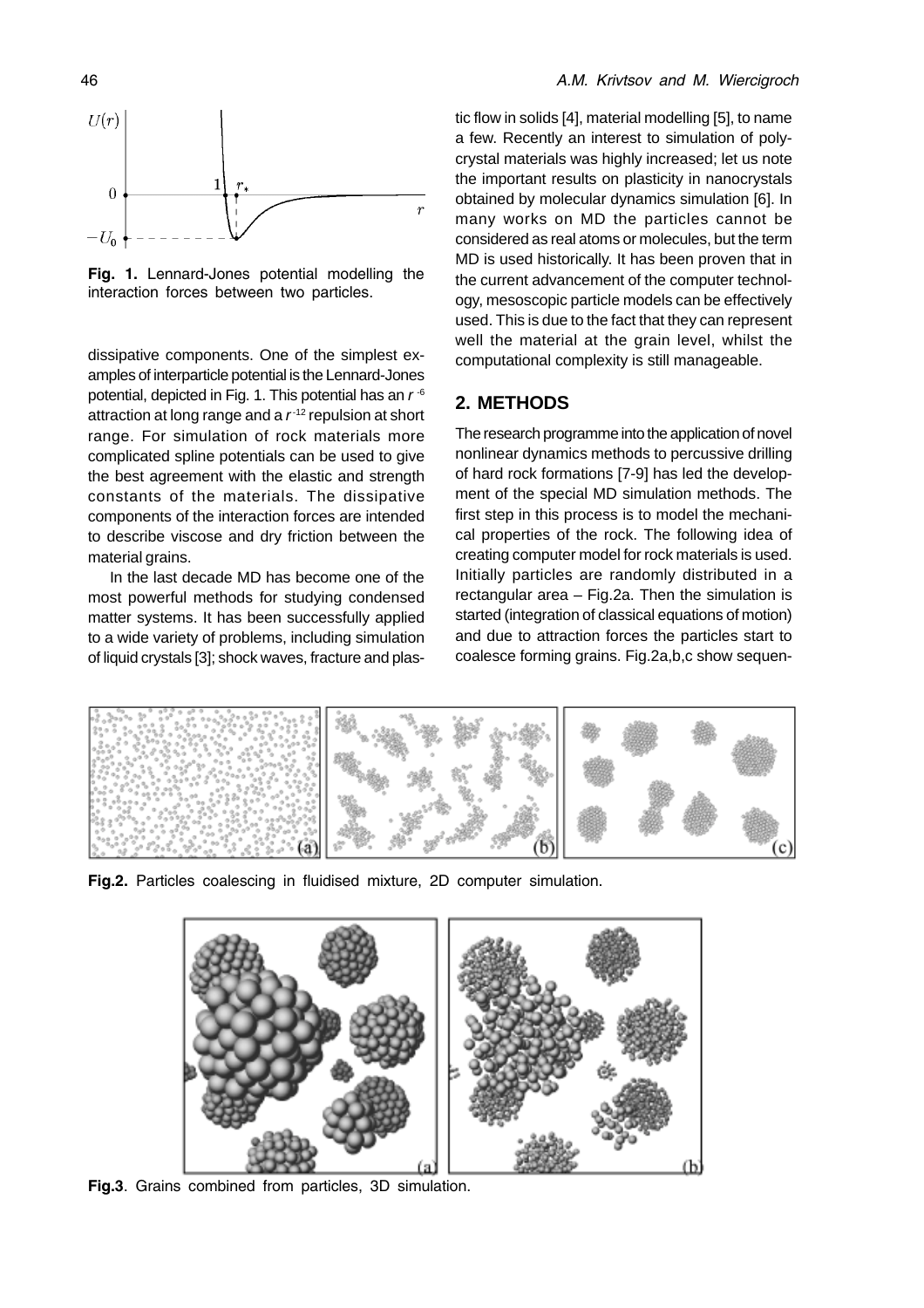**Fig. 1.** Lennard-Jones potential modelling the interaction forces between two particles.

dissipative components. One of the simplest examples of interparticle potential is the Lennard-Jones potential, depicted in Fig. 1. This potential has an $r^{-6}$ attraction at long range and a $r^{-12}$ repulsion at short range. For simulation of rock materials more complicated spline potentials can be used to give the best agreement with the elastic and strength constants of the materials. The dissipative components of the interaction forces are intended to describe viscose and dry friction between the material grains.

In the last decade MD has become one of the most powerful methods for studying condensed matter systems. It has been successfully applied to a wide variety of problems, including simulation of liquid crystals [3]; shock waves, fracture and plastic flow in solids [4], material modelling [5], to name a few. Recently an interest to simulation of polycrystal materials was highly increased; let us note the important results on plasticity in nanocrystals obtained by molecular dynamics simulation [6]. In many works on MD the particles cannot be considered as real atoms or molecules, but the term MD is used historically. It has been proven that in the current advancement of the computer technology, mesoscopic particle models can be effectively used. This is due to the fact that they can represent well the material at the grain level, whilst the computational complexity is still manageable.

## 2. METHODS

The research programme into the application of novel nonlinear dynamics methods to percussive drilling of hard rock formations [7-9] has led the development of the special MD simulation methods. The first step in this process is to model the mechanical properties of the rock. The following idea of creating computer model for rock materials is used. Initially particles are randomly distributed in a rectangular area – Fig.2a. Then the simulation is started (integration of classical equations of motion) and due to attraction forces the particles start to coalesce forming grains. Fig.2a,b,c show sequen-

**Fig.2.** Particles coalescing in fluidised mixture, 2D computer simulation.

**Fig.3**. Grains combined from particles, 3D simulation.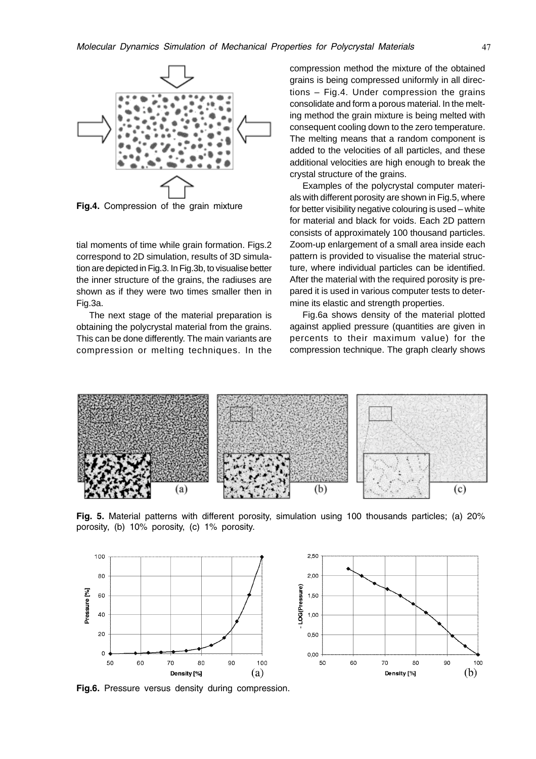**Fig.4.** Compression of the grain mixture

tial moments of time while grain formation. Figs.2 correspond to 2D simulation, results of 3D simulation are depicted in Fig.3. In Fig.3b, to visualise better the inner structure of the grains, the radiuses are shown as if they were two times smaller then in Fig.3a.

The next stage of the material preparation is obtaining the polycrystal material from the grains. This can be done differently. The main variants are compression or melting techniques. In the compression method the mixture of the obtained grains is being compressed uniformly in all directions – Fig.4. Under compression the grains consolidate and form a porous material. In the melting method the grain mixture is being melted with consequent cooling down to the zero temperature. The melting means that a random component is added to the velocities of all particles, and these additional velocities are high enough to break the crystal structure of the grains.

Examples of the polycrystal computer materials with different porosity are shown in Fig.5, where for better visibility negative colouring is used – white for material and black for voids. Each 2D pattern consists of approximately 100 thousand particles. Zoom-up enlargement of a small area inside each pattern is provided to visualise the material structure, where individual particles can be identified. After the material with the required porosity is prepared it is used in various computer tests to determine its elastic and strength properties.

Fig.6a shows density of the material plotted against applied pressure (quantities are given in percents to their maximum value) for the compression technique. The graph clearly shows

**Fig. 5.** Material patterns with different porosity, simulation using 100 thousands particles; (a) 20% porosity, (b) 10% porosity, (c) 1% porosity.

**Fig.6.** Pressure versus density during compression.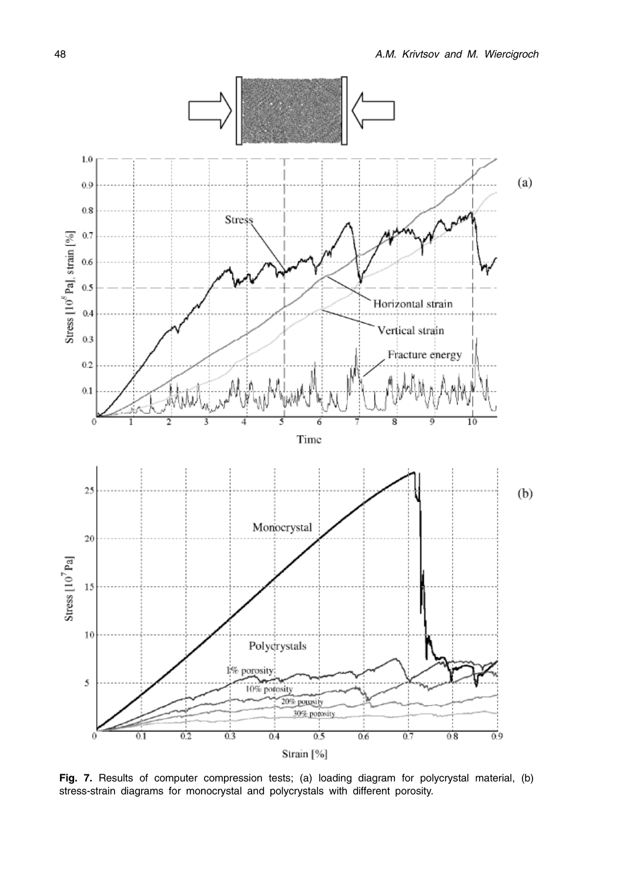**Fig. 7.** Results of computer compression tests; (a) loading diagram for polycrystal material, (b) stress-strain diagrams for monocrystal and polycrystals with different porosity.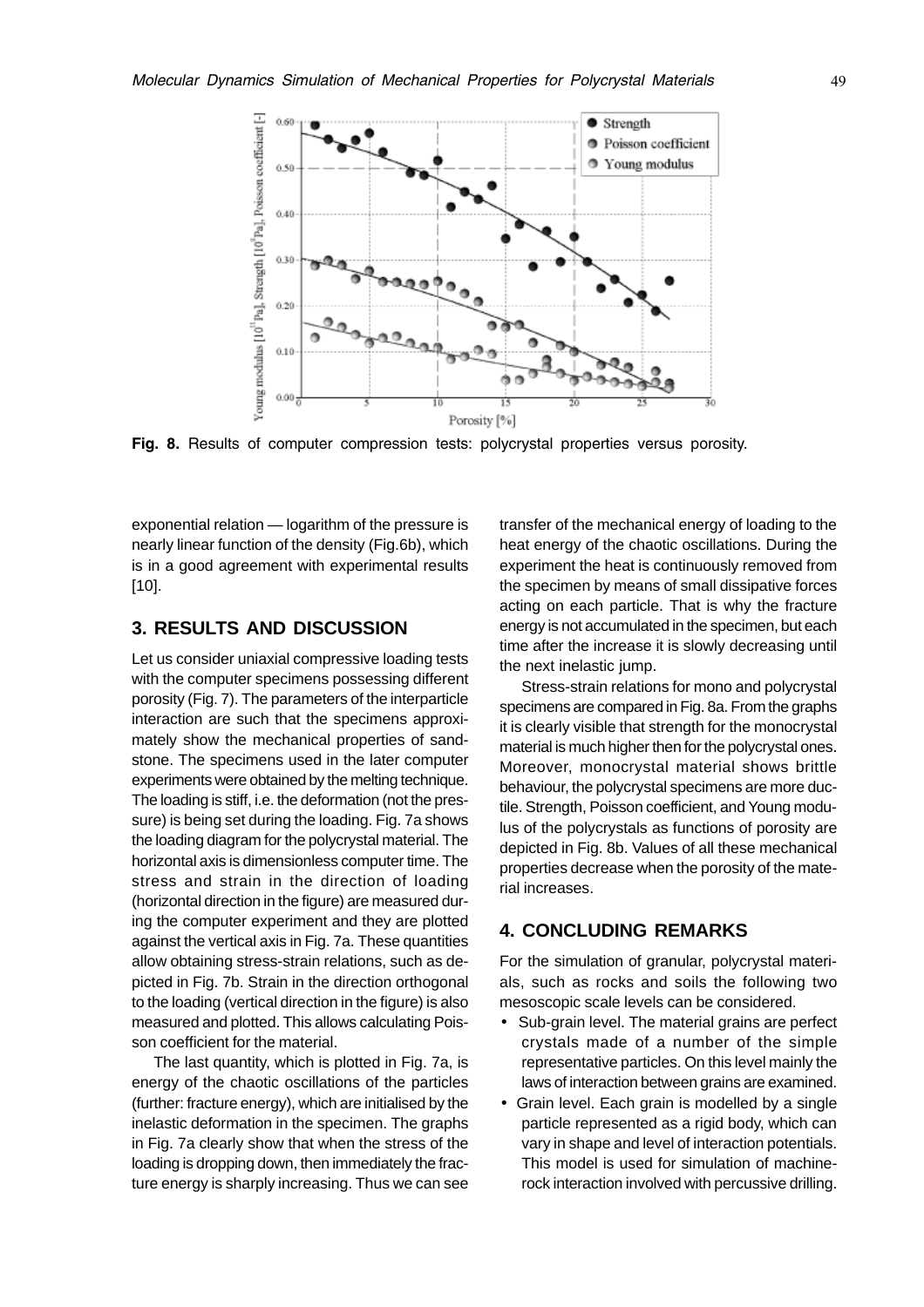Fig. 8. Results of computer compression tests: polycrystal properties versus porosity.

exponential relation — logarithm of the pressure is nearly linear function of the density (Fig.6b), which is in a good agreement with experimental results [10].

## 3. RESULTS AND DISCUSSION

Let us consider uniaxial compressive loading tests with the computer specimens possessing different porosity (Fig. 7). The parameters of the interparticle interaction are such that the specimens approximately show the mechanical properties of sandstone. The specimens used in the later computer experiments were obtained by the melting technique. The loading is stiff, i.e. the deformation (not the pressure) is being set during the loading. Fig. 7a shows the loading diagram for the polycrystal material. The horizontal axis is dimensionless computer time. The stress and strain in the direction of loading (horizontal direction in the figure) are measured during the computer experiment and they are plotted against the vertical axis in Fig. 7a. These quantities allow obtaining stress-strain relations, such as depicted in Fig. 7b. Strain in the direction orthogonal to the loading (vertical direction in the figure) is also measured and plotted. This allows calculating Poisson coefficient for the material.

The last quantity, which is plotted in Fig. 7a, is energy of the chaotic oscillations of the particles (further: fracture energy), which are initialised by the inelastic deformation in the specimen. The graphs in Fig. 7a clearly show that when the stress of the loading is dropping down, then immediately the fracture energy is sharply increasing. Thus we can see transfer of the mechanical energy of loading to the heat energy of the chaotic oscillations. During the experiment the heat is continuously removed from the specimen by means of small dissipative forces acting on each particle. That is why the fracture energy is not accumulated in the specimen, but each time after the increase it is slowly decreasing until the next inelastic jump.

Stress-strain relations for mono and polycrystal specimens are compared in Fig. 8a. From the graphs it is clearly visible that strength for the monocrystal material is much higher then for the polycrystal ones. Moreover, monocrystal material shows brittle behaviour, the polycrystal specimens are more ductile. Strength, Poisson coefficient, and Young modulus of the polycrystals as functions of porosity are depicted in Fig. 8b. Values of all these mechanical properties decrease when the porosity of the material increases.

## 4. CONCLUDING REMARKS

For the simulation of granular, polycrystal materials, such as rocks and soils the following two mesoscopic scale levels can be considered.

- Sub-grain level. The material grains are perfect crystals made of a number of the simple representative particles. On this level mainly the laws of interaction between grains are examined.
- Grain level. Each grain is modelled by a single particle represented as a rigid body, which can vary in shape and level of interaction potentials. This model is used for simulation of machine-rock interaction involved with percussive drilling.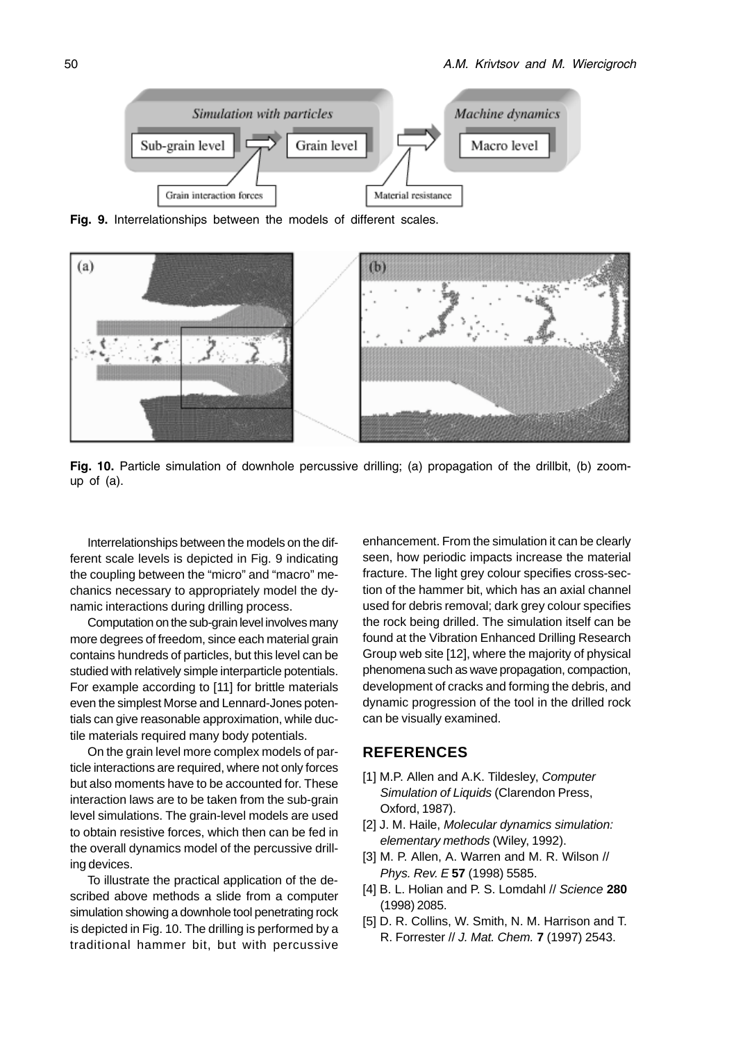**Fig. 9.** Interrelationships between the models of different scales.

**Fig. 10.** Particle simulation of downhole percussive drilling; (a) propagation of the drillbit, (b) zoom-up of (a).

Interrelationships between the models on the different scale levels is depicted in Fig. 9 indicating the coupling between the "micro" and "macro" mechanics necessary to appropriately model the dynamic interactions during drilling process.

Computation on the sub-grain level involves many more degrees of freedom, since each material grain contains hundreds of particles, but this level can be studied with relatively simple interparticle potentials. For example according to [11] for brittle materials even the simplest Morse and Lennard-Jones potentials can give reasonable approximation, while ductile materials required many body potentials.

On the grain level more complex models of particle interactions are required, where not only forces but also moments have to be accounted for. These interaction laws are to be taken from the sub-grain level simulations. The grain-level models are used to obtain resistive forces, which then can be fed in the overall dynamics model of the percussive drilling devices.

To illustrate the practical application of the described above methods a slide from a computer simulation showing a downhole tool penetrating rock is depicted in Fig. 10. The drilling is performed by a traditional hammer bit, but with percussive enhancement. From the simulation it can be clearly seen, how periodic impacts increase the material fracture. The light grey colour specifies cross-section of the hammer bit, which has an axial channel used for debris removal; dark grey colour specifies the rock being drilled. The simulation itself can be found at the Vibration Enhanced Drilling Research Group web site [12], where the majority of physical phenomena such as wave propagation, compaction, development of cracks and forming the debris, and dynamic progression of the tool in the drilled rock can be visually examined.

## REFERENCES

[1] M.P. Allen and A.K. Tildesley, *Computer Simulation of Liquids* (Clarendon Press, Oxford, 1987).

[2] J. M. Haile, *Molecular dynamics simulation: elementary methods* (Wiley, 1992).

[3] M. P. Allen, A. Warren and M. R. Wilson // *Phys. Rev. E* **57** (1998) 5585.

[4] B. L. Holian and P. S. Lomdahl // *Science* **280** (1998) 2085.

[5] D. R. Collins, W. Smith, N. M. Harrison and T. R. Forrester // *J. Mat. Chem.* **7** (1997) 2543.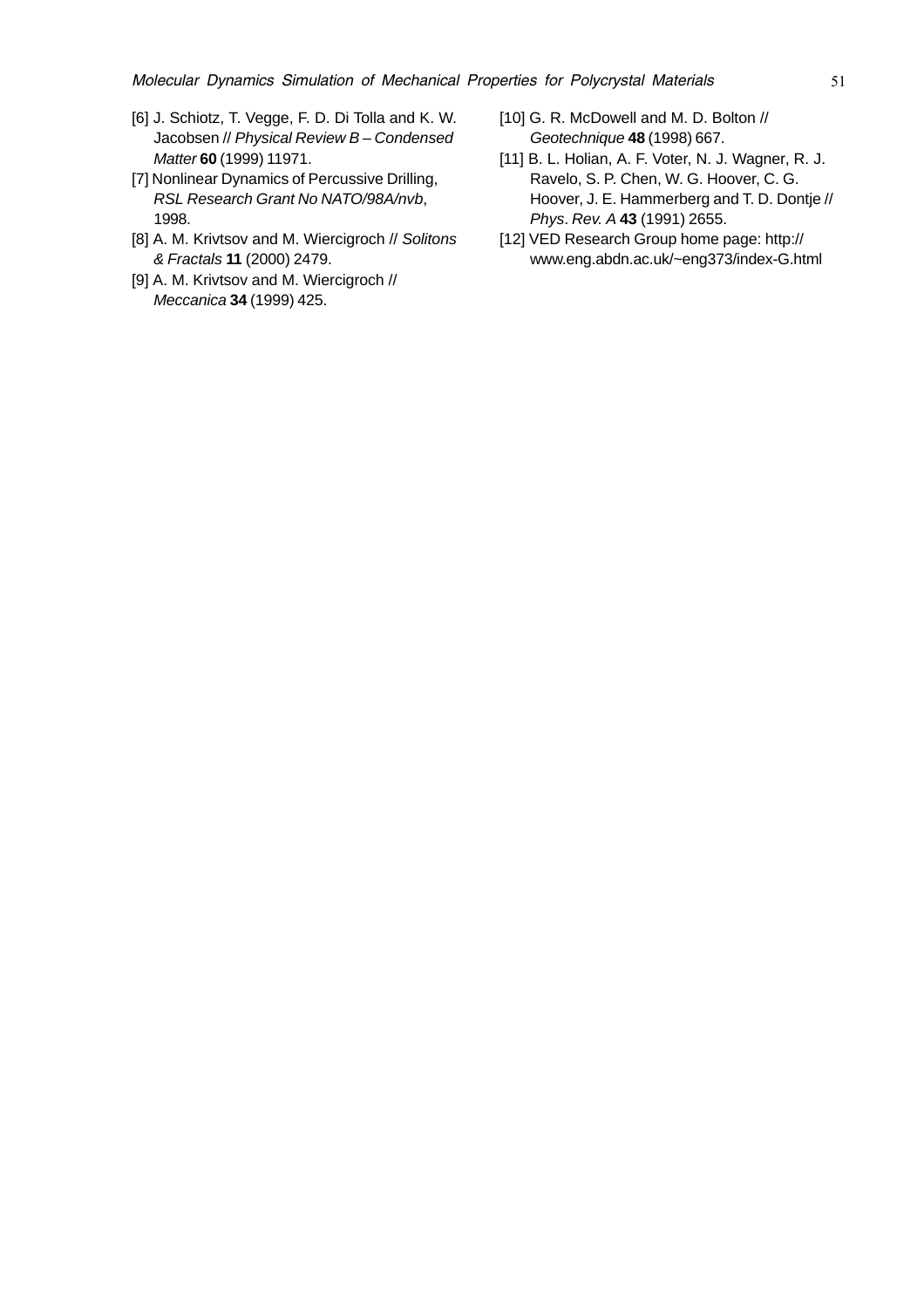[6] J. Schiotz, T. Vegge, F. D. Di Tolla and K. W. Jacobsen // *Physical Review B – Condensed Matter* **60** (1999) 11971.

[7] Nonlinear Dynamics of Percussive Drilling, *RSL Research Grant No NATO/98A/nvb*, 1998.

[8] A. M. Krivtsov and M. Wiercigroch // *Solitons & Fractals* **11** (2000) 2479.

[9] A. M. Krivtsov and M. Wiercigroch // *Meccanica* **34** (1999) 425.

[10] G. R. McDowell and M. D. Bolton // *Geotechnique* **48** (1998) 667.

[11] B. L. Holian, A. F. Voter, N. J. Wagner, R. J. Ravelo, S. P. Chen, W. G. Hoover, C. G. Hoover, J. E. Hammerberg and T. D. Dontje // *Phys. Rev. A* **43** (1991) 2655.

[12] VED Research Group home page: http://www.eng.abdn.ac.uk/~eng373/index-G.html